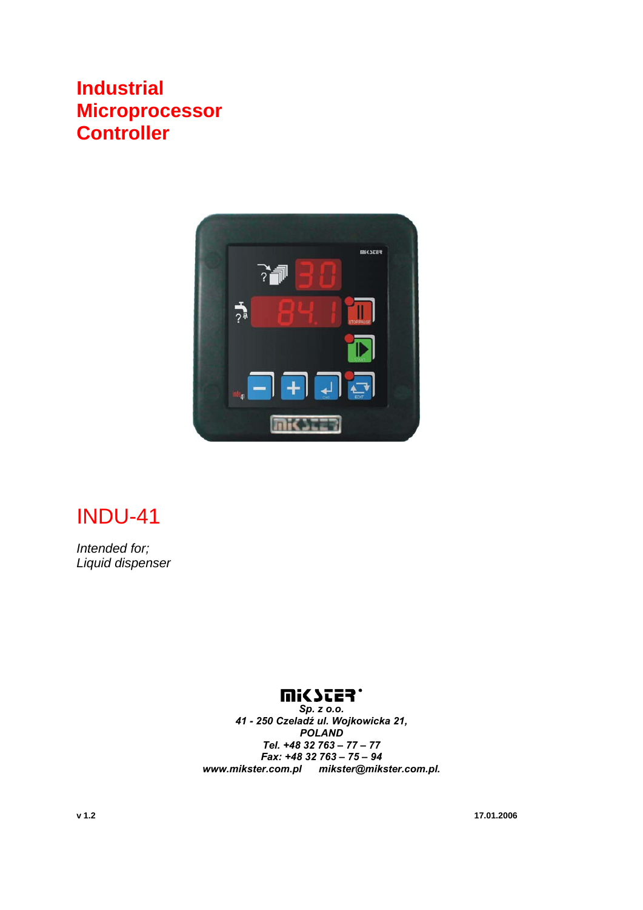# Industrial Microprocessor Controller

## INDU-41

*Intended for;*
*Liquid dispenser*

**MIKSTER**
***Sp. z o.o.***
***41 - 250 Czeladź ul. Wojkowicka 21,***
***POLAND***
***Tel. +48 32 763 – 77 – 77***
***Fax: +48 32 763 – 75 – 94***
***www.mikster.com.pl      mikster@mikster.com.pl.***

**v 1.2**

**17.01.2006**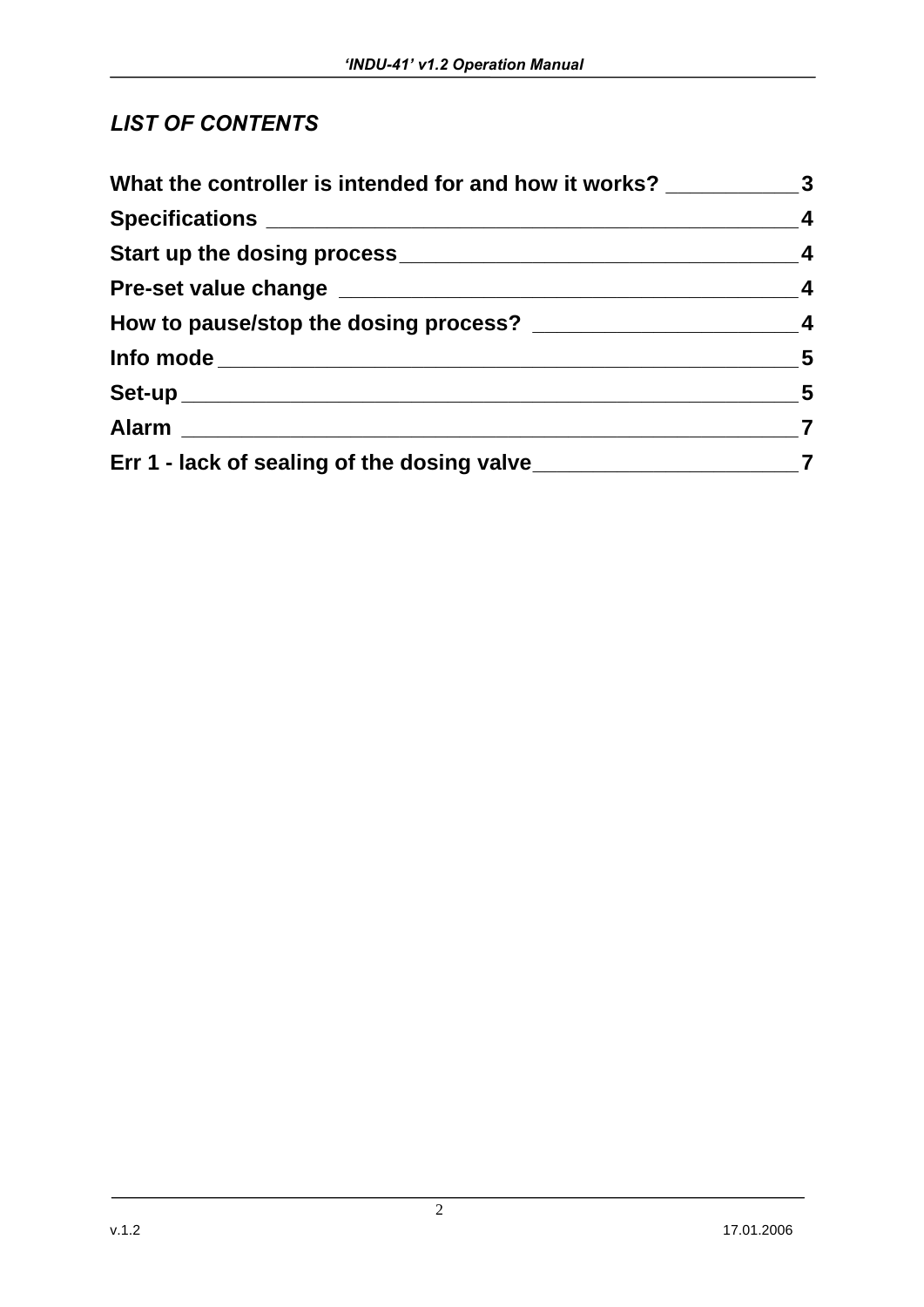## *LIST OF CONTENTS*

| | |
|---|---|
| **What the controller is intended for and how it works?** | **3** |
| **Specifications** | **4** |
| **Start up the dosing process** | **4** |
| **Pre-set value change** | **4** |
| **How to pause/stop the dosing process?** | **4** |
| **Info mode** | **5** |
| **Set-up** | **5** |
| **Alarm** | **7** |
| **Err 1 - lack of sealing of the dosing valve** | **7** |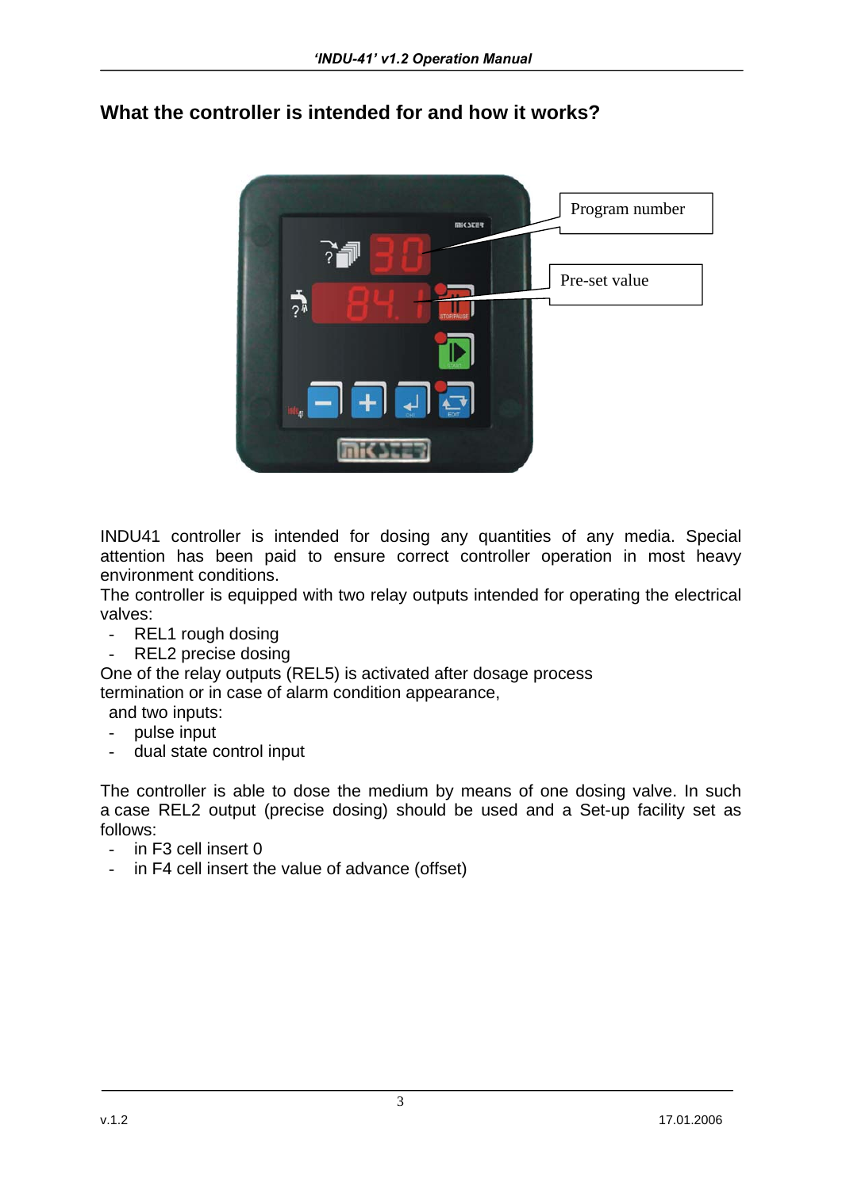## What the controller is intended for and how it works?

Program number

Pre-set value

INDU41 controller is intended for dosing any quantities of any media. Special attention has been paid to ensure correct controller operation in most heavy environment conditions.
The controller is equipped with two relay outputs intended for operating the electrical valves:

- REL1 rough dosing
- REL2 precise dosing

One of the relay outputs (REL5) is activated after dosage process termination or in case of alarm condition appearance,
and two inputs:

- pulse input
- dual state control input

The controller is able to dose the medium by means of one dosing valve. In such a case REL2 output (precise dosing) should be used and a Set-up facility set as follows:

- in F3 cell insert 0
- in F4 cell insert the value of advance (offset)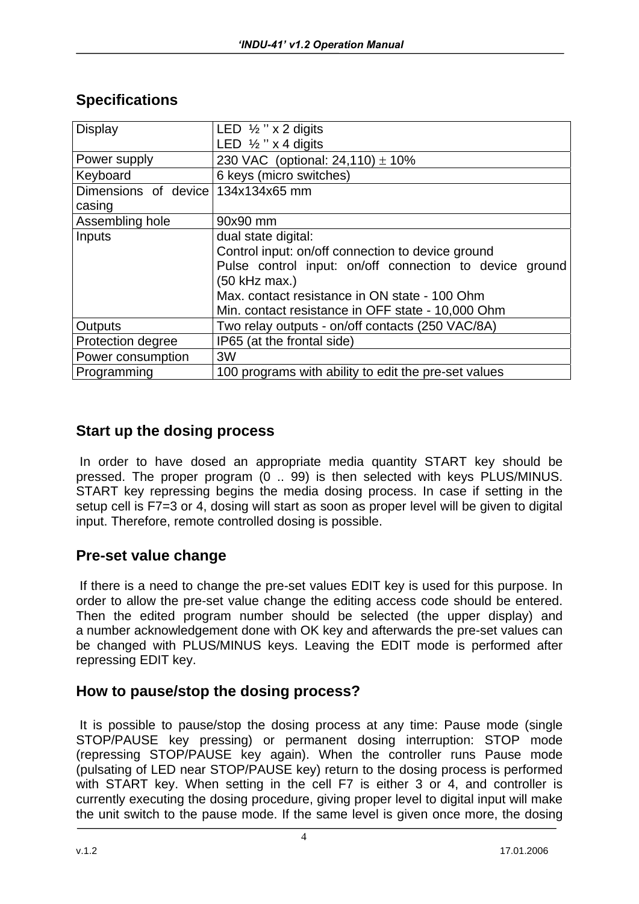## Specifications

| | |
|---|---|
| Display | LED ½ '' x 2 digits<br>LED ½ '' x 4 digits |
| Power supply | 230 VAC (optional: 24,110) ± 10% |
| Keyboard | 6 keys (micro switches) |
| Dimensions of device casing | 134x134x65 mm |
| Assembling hole | 90x90 mm |
| Inputs | dual state digital:<br>Control input: on/off connection to device ground<br>Pulse control input: on/off connection to device ground (50 kHz max.)<br>Max. contact resistance in ON state - 100 Ohm<br>Min. contact resistance in OFF state - 10,000 Ohm |
| Outputs | Two relay outputs - on/off contacts (250 VAC/8A) |
| Protection degree | IP65 (at the frontal side) |
| Power consumption | 3W |
| Programming | 100 programs with ability to edit the pre-set values |

## Start up the dosing process

In order to have dosed an appropriate media quantity START key should be pressed. The proper program (0 .. 99) is then selected with keys PLUS/MINUS. START key repressing begins the media dosing process. In case if setting in the setup cell is F7=3 or 4, dosing will start as soon as proper level will be given to digital input. Therefore, remote controlled dosing is possible.

## Pre-set value change

If there is a need to change the pre-set values EDIT key is used for this purpose. In order to allow the pre-set value change the editing access code should be entered. Then the edited program number should be selected (the upper display) and a number acknowledgement done with OK key and afterwards the pre-set values can be changed with PLUS/MINUS keys. Leaving the EDIT mode is performed after repressing EDIT key.

## How to pause/stop the dosing process?

It is possible to pause/stop the dosing process at any time: Pause mode (single STOP/PAUSE key pressing) or permanent dosing interruption: STOP mode (repressing STOP/PAUSE key again). When the controller runs Pause mode (pulsating of LED near STOP/PAUSE key) return to the dosing process is performed with START key. When setting in the cell F7 is either 3 or 4, and controller is currently executing the dosing procedure, giving proper level to digital input will make the unit switch to the pause mode. If the same level is given once more, the dosing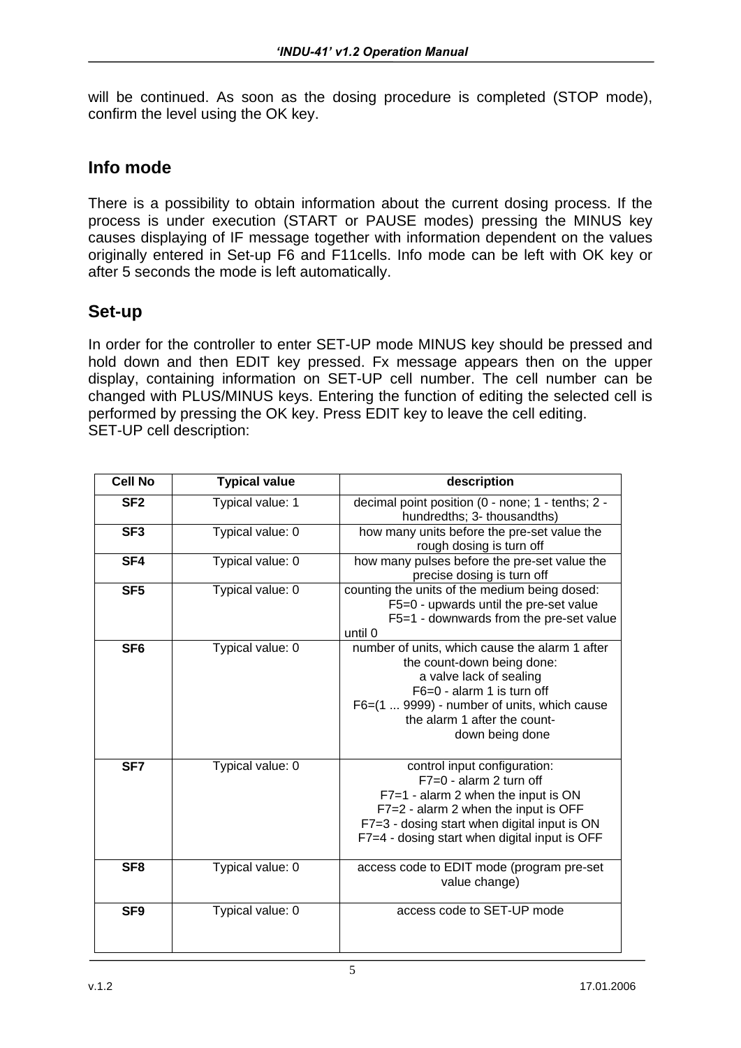will be continued. As soon as the dosing procedure is completed (STOP mode), confirm the level using the OK key.

## Info mode

There is a possibility to obtain information about the current dosing process. If the process is under execution (START or PAUSE modes) pressing the MINUS key causes displaying of IF message together with information dependent on the values originally entered in Set-up F6 and F11cells. Info mode can be left with OK key or after 5 seconds the mode is left automatically.

## Set-up

In order for the controller to enter SET-UP mode MINUS key should be pressed and hold down and then EDIT key pressed. Fx message appears then on the upper display, containing information on SET-UP cell number. The cell number can be changed with PLUS/MINUS keys. Entering the function of editing the selected cell is performed by pressing the OK key. Press EDIT key to leave the cell editing.
SET-UP cell description:

| Cell No | Typical value | description |
|---|---|---|
| **SF2** | Typical value: 1 | decimal point position (0 - none; 1 - tenths; 2 - hundredths; 3- thousandths) |
| **SF3** | Typical value: 0 | how many units before the pre-set value the rough dosing is turn off |
| **SF4** | Typical value: 0 | how many pulses before the pre-set value the precise dosing is turn off |
| **SF5** | Typical value: 0 | counting the units of the medium being dosed:<br>F5=0 - upwards until the pre-set value<br>F5=1 - downwards from the pre-set value until 0 |
| **SF6** | Typical value: 0 | number of units, which cause the alarm 1 after the count-down being done:<br>a valve lack of sealing<br>F6=0 - alarm 1 is turn off<br>F6=(1 ... 9999) - number of units, which cause the alarm 1 after the count-down being done |
| **SF7** | Typical value: 0 | control input configuration:<br>F7=0 - alarm 2 turn off<br>F7=1 - alarm 2 when the input is ON<br>F7=2 - alarm 2 when the input is OFF<br>F7=3 - dosing start when digital input is ON<br>F7=4 - dosing start when digital input is OFF |
| **SF8** | Typical value: 0 | access code to EDIT mode (program pre-set value change) |
| **SF9** | Typical value: 0 | access code to SET-UP mode |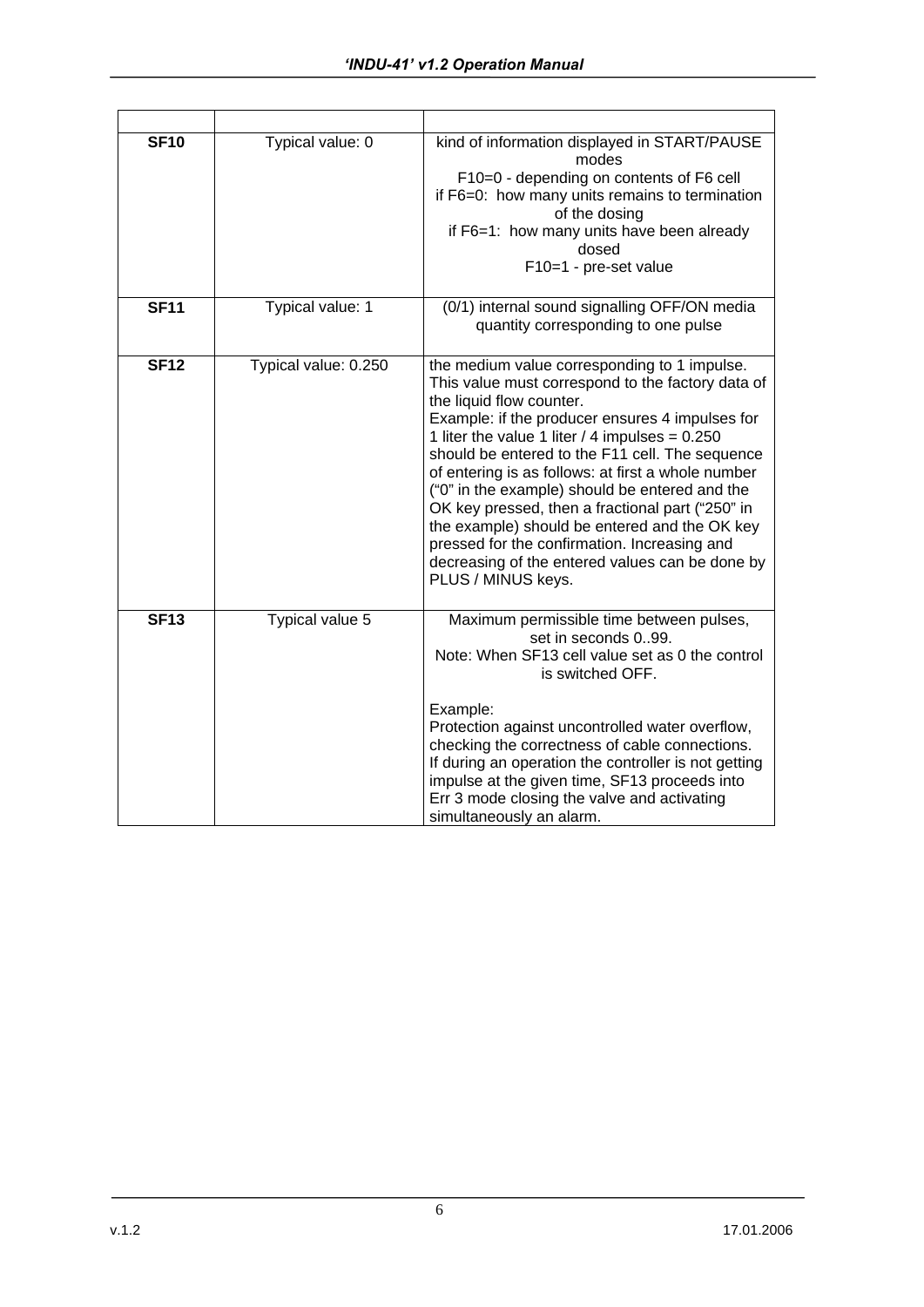| | | |
|---|---|---|
| **SF10** | Typical value: 0 | kind of information displayed in START/PAUSE modes<br>F10=0 - depending on contents of F6 cell<br>if F6=0: how many units remains to termination of the dosing<br>if F6=1: how many units have been already dosed<br>F10=1 - pre-set value |
| **SF11** | Typical value: 1 | (0/1) internal sound signalling OFF/ON media quantity corresponding to one pulse |
| **SF12** | Typical value: 0.250 | the medium value corresponding to 1 impulse. This value must correspond to the factory data of the liquid flow counter.<br>Example: if the producer ensures 4 impulses for 1 liter the value 1 liter / 4 impulses = 0.250 should be entered to the F11 cell. The sequence of entering is as follows: at first a whole number ("0" in the example) should be entered and the OK key pressed, then a fractional part ("250" in the example) should be entered and the OK key pressed for the confirmation. Increasing and decreasing of the entered values can be done by PLUS / MINUS keys. |
| **SF13** | Typical value 5 | Maximum permissible time between pulses, set in seconds 0..99.<br>Note: When SF13 cell value set as 0 the control is switched OFF.<br><br>Example:<br>Protection against uncontrolled water overflow, checking the correctness of cable connections. If during an operation the controller is not getting impulse at the given time, SF13 proceeds into Err 3 mode closing the valve and activating simultaneously an alarm. |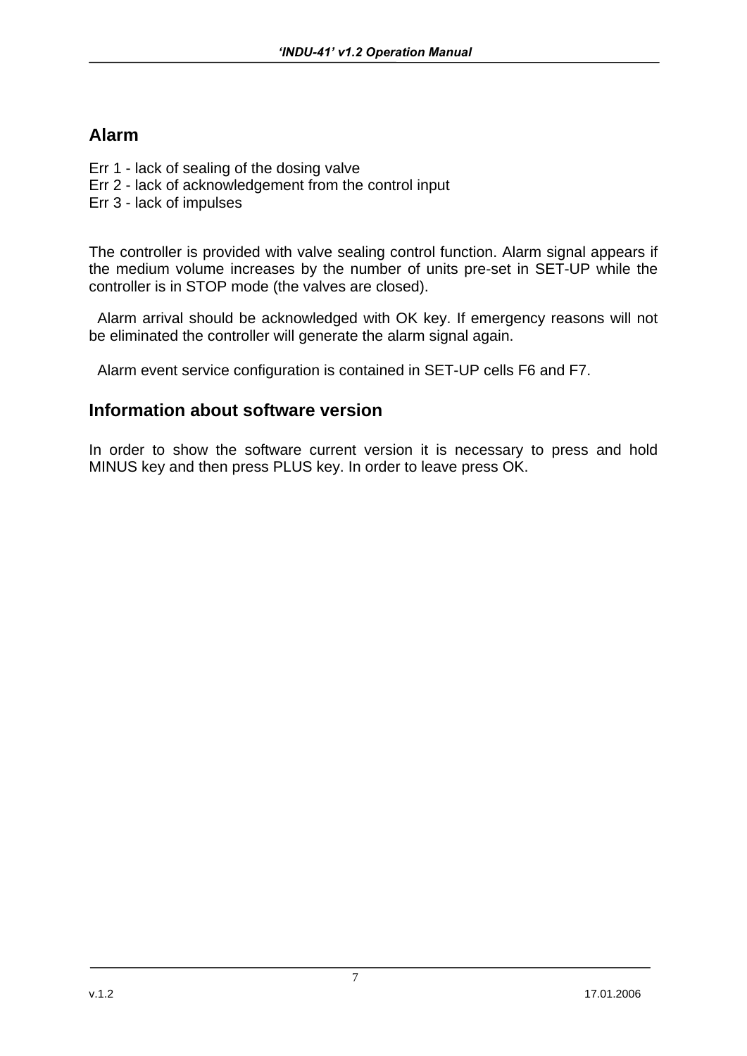## Alarm

Err 1 - lack of sealing of the dosing valve
Err 2 - lack of acknowledgement from the control input
Err 3 - lack of impulses

The controller is provided with valve sealing control function. Alarm signal appears if the medium volume increases by the number of units pre-set in SET-UP while the controller is in STOP mode (the valves are closed).

Alarm arrival should be acknowledged with OK key. If emergency reasons will not be eliminated the controller will generate the alarm signal again.

Alarm event service configuration is contained in SET-UP cells F6 and F7.

## Information about software version

In order to show the software current version it is necessary to press and hold MINUS key and then press PLUS key. In order to leave press OK.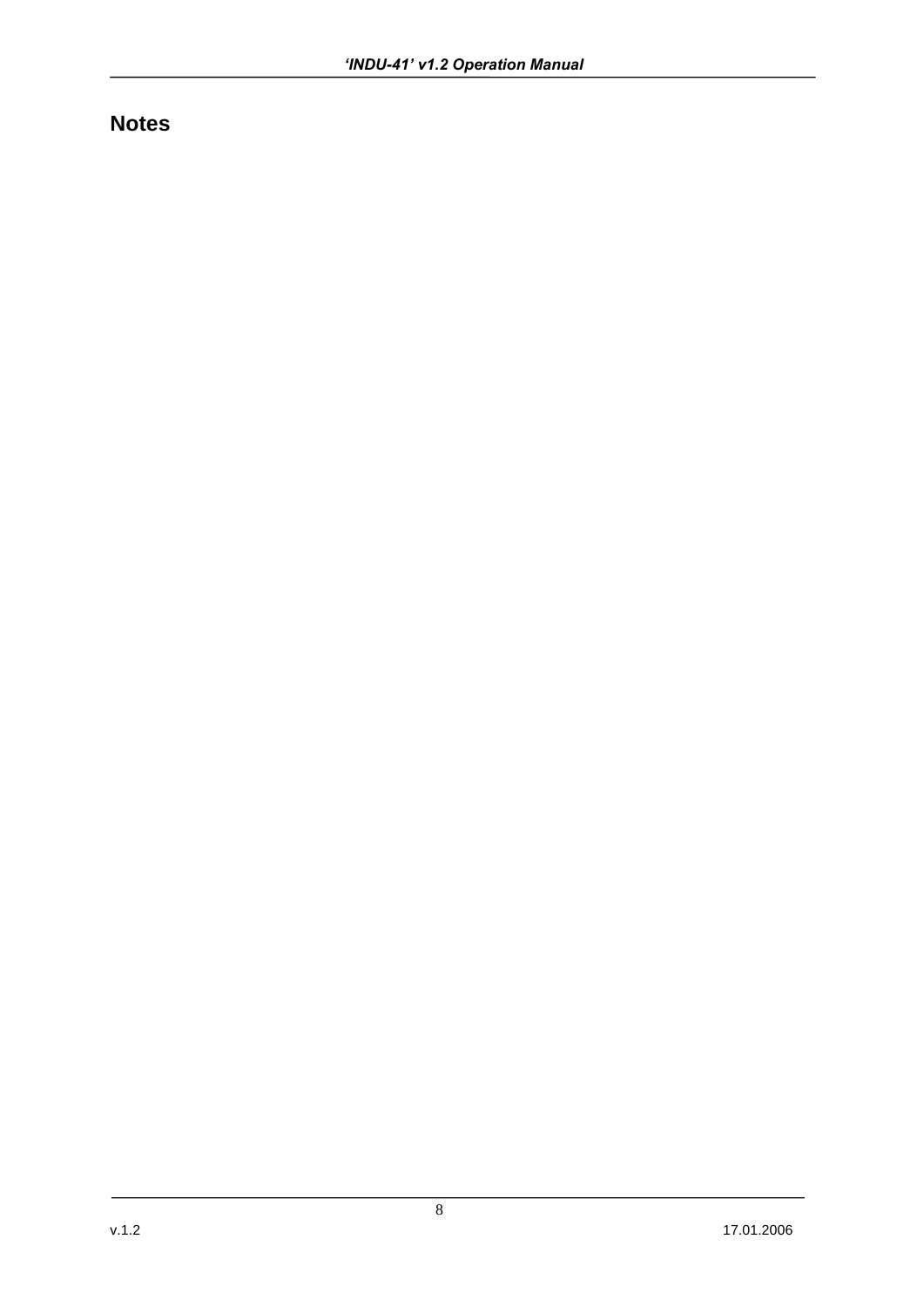# Notes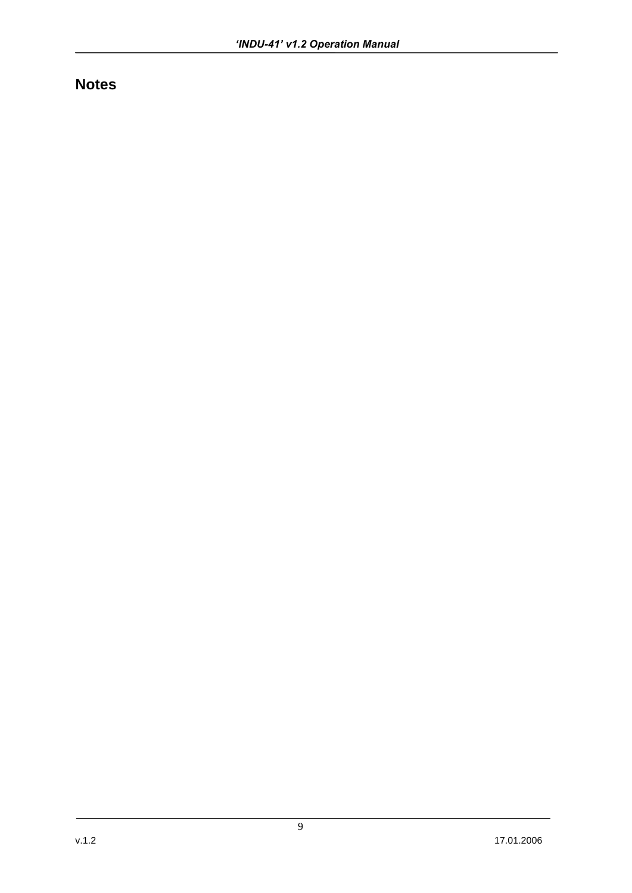## Notes